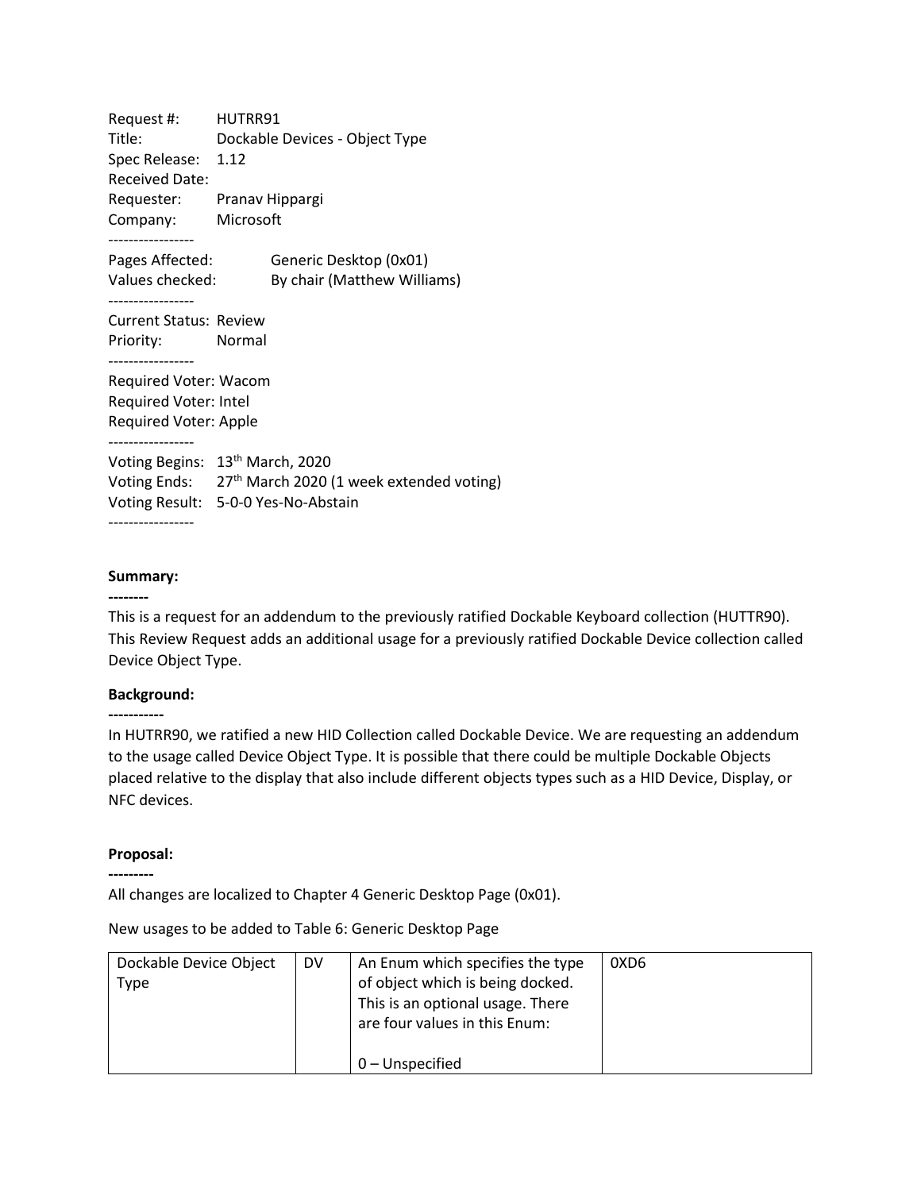Request #: HUTRR91
Title: Dockable Devices - Object Type
Spec Release: 1.12
Received Date:
Requester: Pranav Hippargi
Company: Microsoft

-----------------

Pages Affected: Generic Desktop (0x01)
Values checked: By chair (Matthew Williams)

-----------------

Current Status: Review
Priority: Normal

-----------------

Required Voter: Wacom
Required Voter: Intel
Required Voter: Apple

-----------------

Voting Begins: 13th March, 2020
Voting Ends: 27th March 2020 (1 week extended voting)
Voting Result: 5-0-0 Yes-No-Abstain

-----------------

**Summary:**

**--------**

This is a request for an addendum to the previously ratified Dockable Keyboard collection (HUTTR90). This Review Request adds an additional usage for a previously ratified Dockable Device collection called Device Object Type.

**Background:**

**-----------**

In HUTRR90, we ratified a new HID Collection called Dockable Device. We are requesting an addendum to the usage called Device Object Type. It is possible that there could be multiple Dockable Objects placed relative to the display that also include different objects types such as a HID Device, Display, or NFC devices.

**Proposal:**

**---------**

All changes are localized to Chapter 4 Generic Desktop Page (0x01).

New usages to be added to Table 6: Generic Desktop Page

| | | | |
|---|---|---|---|
| Dockable Device Object Type | DV | An Enum which specifies the type of object which is being docked. This is an optional usage. There are four values in this Enum:<br><br>0 – Unspecified | 0XD6 |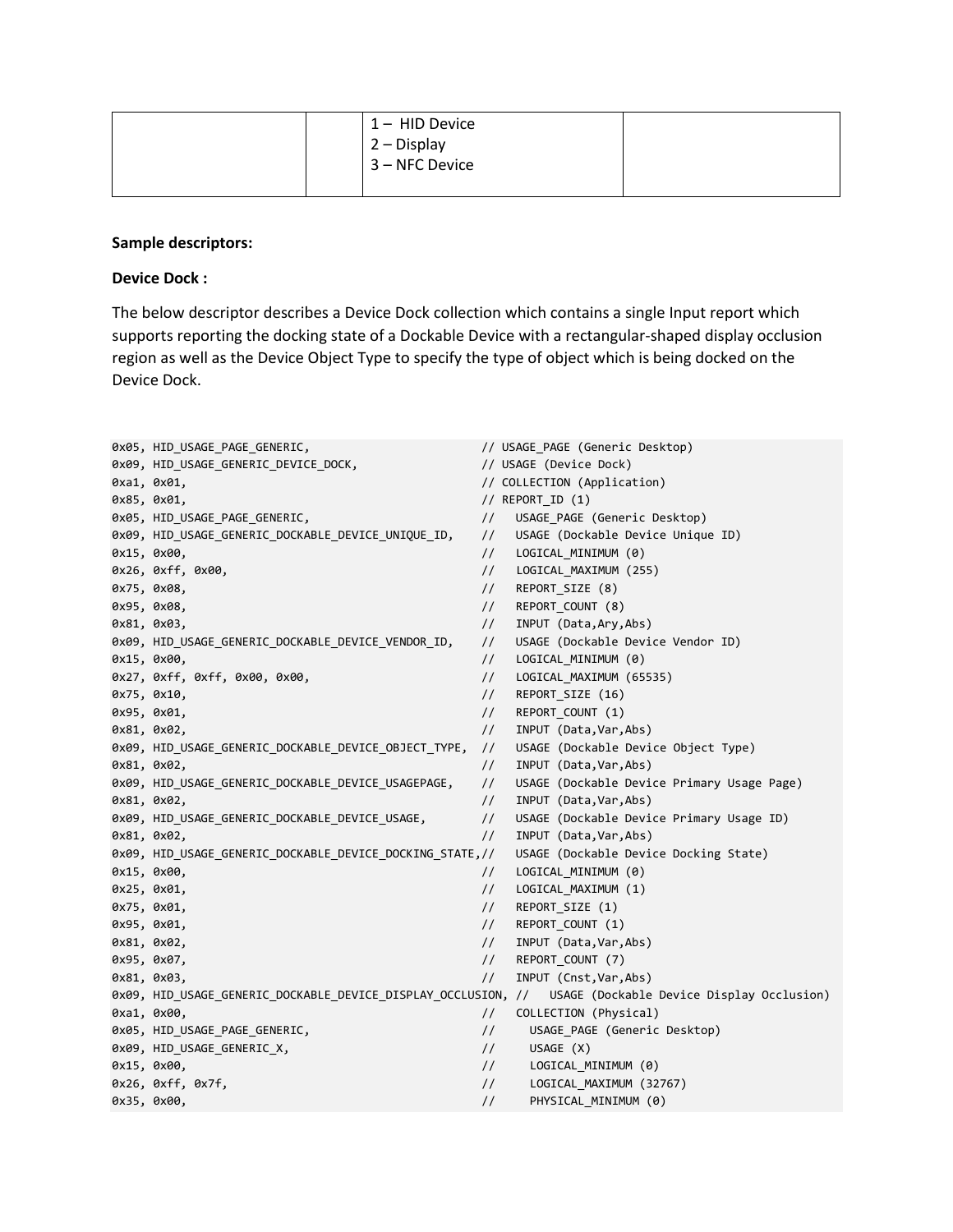| | | 1 – HID Device<br>2 – Display<br>3 – NFC Device | |
|---|---|---|---|

**Sample descriptors:**

**Device Dock :**

The below descriptor describes a Device Dock collection which contains a single Input report which supports reporting the docking state of a Dockable Device with a rectangular-shaped display occlusion region as well as the Device Object Type to specify the type of object which is being docked on the Device Dock.

```
0x05, HID_USAGE_PAGE_GENERIC,                        // USAGE_PAGE (Generic Desktop)
0x09, HID_USAGE_GENERIC_DEVICE_DOCK,                 // USAGE (Device Dock)
0xa1, 0x01,                                          // COLLECTION (Application)
0x85, 0x01,                                          // REPORT_ID (1)
0x05, HID_USAGE_PAGE_GENERIC,                        //   USAGE_PAGE (Generic Desktop)
0x09, HID_USAGE_GENERIC_DOCKABLE_DEVICE_UNIQUE_ID,   //   USAGE (Dockable Device Unique ID)
0x15, 0x00,                                          //   LOGICAL_MINIMUM (0)
0x26, 0xff, 0x00,                                    //   LOGICAL_MAXIMUM (255)
0x75, 0x08,                                          //   REPORT_SIZE (8)
0x95, 0x08,                                          //   REPORT_COUNT (8)
0x81, 0x03,                                          //   INPUT (Data,Ary,Abs)
0x09, HID_USAGE_GENERIC_DOCKABLE_DEVICE_VENDOR_ID,   //   USAGE (Dockable Device Vendor ID)
0x15, 0x00,                                          //   LOGICAL_MINIMUM (0)
0x27, 0xff, 0xff, 0x00, 0x00,                        //   LOGICAL_MAXIMUM (65535)
0x75, 0x10,                                          //   REPORT_SIZE (16)
0x95, 0x01,                                          //   REPORT_COUNT (1)
0x81, 0x02,                                          //   INPUT (Data,Var,Abs)
0x09, HID_USAGE_GENERIC_DOCKABLE_DEVICE_OBJECT_TYPE, //   USAGE (Dockable Device Object Type)
0x81, 0x02,                                          //   INPUT (Data,Var,Abs)
0x09, HID_USAGE_GENERIC_DOCKABLE_DEVICE_USAGEPAGE,   //   USAGE (Dockable Device Primary Usage Page)
0x81, 0x02,                                          //   INPUT (Data,Var,Abs)
0x09, HID_USAGE_GENERIC_DOCKABLE_DEVICE_USAGE,       //   USAGE (Dockable Device Primary Usage ID)
0x81, 0x02,                                          //   INPUT (Data,Var,Abs)
0x09, HID_USAGE_GENERIC_DOCKABLE_DEVICE_DOCKING_STATE,//   USAGE (Dockable Device Docking State)
0x15, 0x00,                                          //   LOGICAL_MINIMUM (0)
0x25, 0x01,                                          //   LOGICAL_MAXIMUM (1)
0x75, 0x01,                                          //   REPORT_SIZE (1)
0x95, 0x01,                                          //   REPORT_COUNT (1)
0x81, 0x02,                                          //   INPUT (Data,Var,Abs)
0x95, 0x07,                                          //   REPORT_COUNT (7)
0x81, 0x03,                                          //   INPUT (Cnst,Var,Abs)
0x09, HID_USAGE_GENERIC_DOCKABLE_DEVICE_DISPLAY_OCCLUSION, //   USAGE (Dockable Device Display Occlusion)
0xa1, 0x00,                                          //   COLLECTION (Physical)
0x05, HID_USAGE_PAGE_GENERIC,                        //     USAGE_PAGE (Generic Desktop)
0x09, HID_USAGE_GENERIC_X,                           //     USAGE (X)
0x15, 0x00,                                          //     LOGICAL_MINIMUM (0)
0x26, 0xff, 0x7f,                                    //     LOGICAL_MAXIMUM (32767)
0x35, 0x00,                                          //     PHYSICAL_MINIMUM (0)
```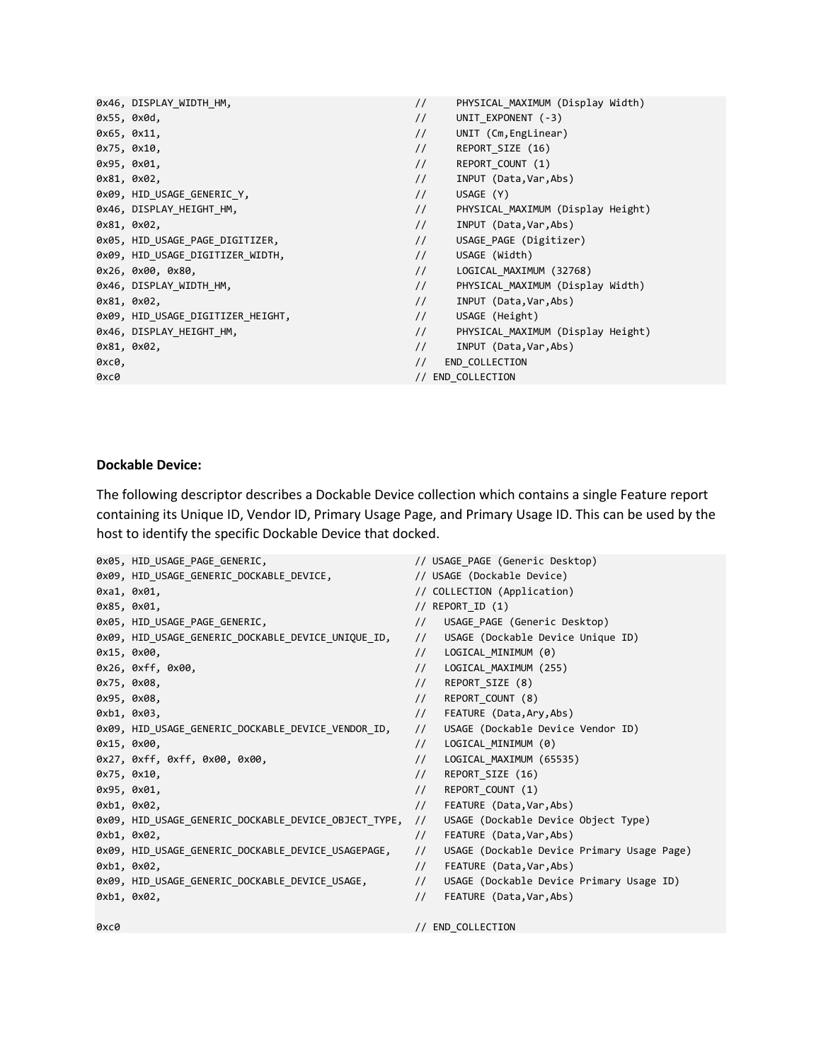```
0x46, DISPLAY_WIDTH_HM,                           //     PHYSICAL_MAXIMUM (Display Width)
0x55, 0x0d,                                       //     UNIT_EXPONENT (-3)
0x65, 0x11,                                       //     UNIT (Cm,EngLinear)
0x75, 0x10,                                       //     REPORT_SIZE (16)
0x95, 0x01,                                       //     REPORT_COUNT (1)
0x81, 0x02,                                       //     INPUT (Data,Var,Abs)
0x09, HID_USAGE_GENERIC_Y,                        //     USAGE (Y)
0x46, DISPLAY_HEIGHT_HM,                          //     PHYSICAL_MAXIMUM (Display Height)
0x81, 0x02,                                       //     INPUT (Data,Var,Abs)
0x05, HID_USAGE_PAGE_DIGITIZER,                   //     USAGE_PAGE (Digitizer)
0x09, HID_USAGE_DIGITIZER_WIDTH,                  //     USAGE (Width)
0x26, 0x00, 0x80,                                 //     LOGICAL_MAXIMUM (32768)
0x46, DISPLAY_WIDTH_HM,                           //     PHYSICAL_MAXIMUM (Display Width)
0x81, 0x02,                                       //     INPUT (Data,Var,Abs)
0x09, HID_USAGE_DIGITIZER_HEIGHT,                 //     USAGE (Height)
0x46, DISPLAY_HEIGHT_HM,                          //     PHYSICAL_MAXIMUM (Display Height)
0x81, 0x02,                                       //     INPUT (Data,Var,Abs)
0xc0,                                             //   END_COLLECTION
0xc0                                              // END_COLLECTION
```

**Dockable Device:**

The following descriptor describes a Dockable Device collection which contains a single Feature report containing its Unique ID, Vendor ID, Primary Usage Page, and Primary Usage ID. This can be used by the host to identify the specific Dockable Device that docked.

```
0x05, HID_USAGE_PAGE_GENERIC,                       // USAGE_PAGE (Generic Desktop)
0x09, HID_USAGE_GENERIC_DOCKABLE_DEVICE,            // USAGE (Dockable Device)
0xa1, 0x01,                                         // COLLECTION (Application)
0x85, 0x01,                                         // REPORT_ID (1)
0x05, HID_USAGE_PAGE_GENERIC,                       //   USAGE_PAGE (Generic Desktop)
0x09, HID_USAGE_GENERIC_DOCKABLE_DEVICE_UNIQUE_ID,  //   USAGE (Dockable Device Unique ID)
0x15, 0x00,                                         //   LOGICAL_MINIMUM (0)
0x26, 0xff, 0x00,                                   //   LOGICAL_MAXIMUM (255)
0x75, 0x08,                                         //   REPORT_SIZE (8)
0x95, 0x08,                                         //   REPORT_COUNT (8)
0xb1, 0x03,                                         //   FEATURE (Data,Ary,Abs)
0x09, HID_USAGE_GENERIC_DOCKABLE_DEVICE_VENDOR_ID,  //   USAGE (Dockable Device Vendor ID)
0x15, 0x00,                                         //   LOGICAL_MINIMUM (0)
0x27, 0xff, 0xff, 0x00, 0x00,                       //   LOGICAL_MAXIMUM (65535)
0x75, 0x10,                                         //   REPORT_SIZE (16)
0x95, 0x01,                                         //   REPORT_COUNT (1)
0xb1, 0x02,                                         //   FEATURE (Data,Var,Abs)
0x09, HID_USAGE_GENERIC_DOCKABLE_DEVICE_OBJECT_TYPE, //  USAGE (Dockable Device Object Type)
0xb1, 0x02,                                         //   FEATURE (Data,Var,Abs)
0x09, HID_USAGE_GENERIC_DOCKABLE_DEVICE_USAGEPAGE,  //   USAGE (Dockable Device Primary Usage Page)
0xb1, 0x02,                                         //   FEATURE (Data,Var,Abs)
0x09, HID_USAGE_GENERIC_DOCKABLE_DEVICE_USAGE,      //   USAGE (Dockable Device Primary Usage ID)
0xb1, 0x02,                                         //   FEATURE (Data,Var,Abs)

0xc0                                                // END_COLLECTION
```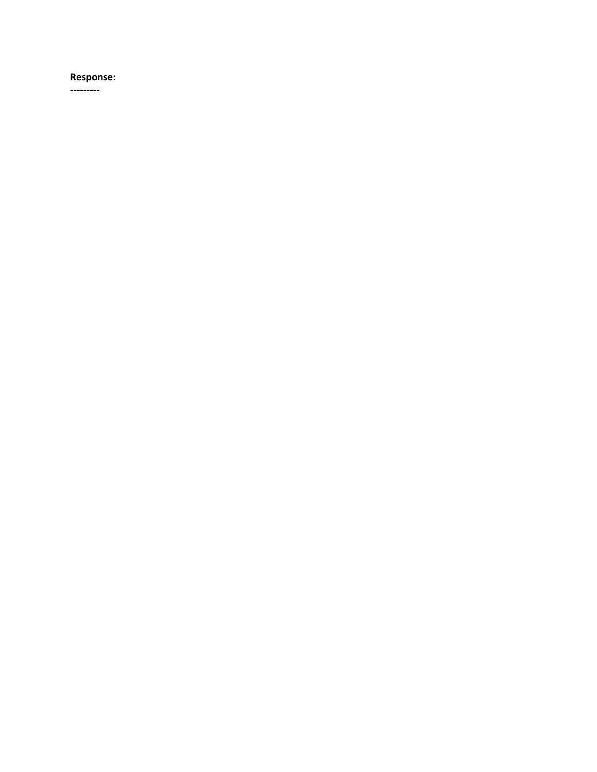**Response:**
---------